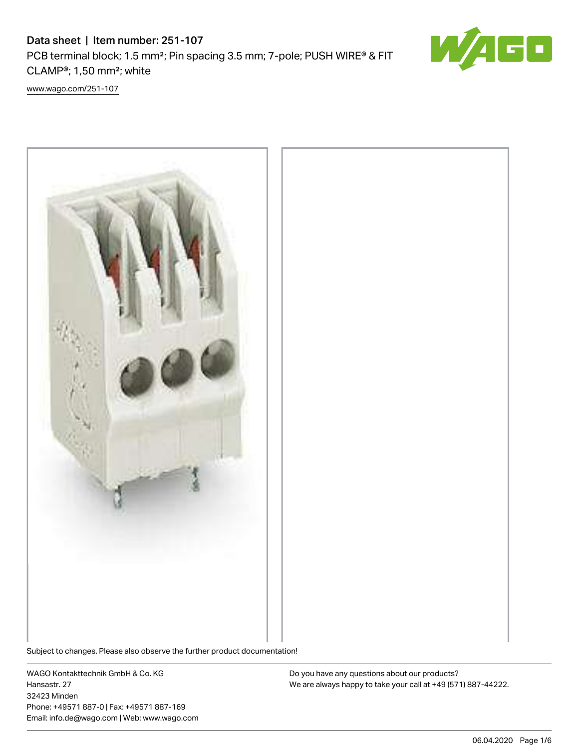# Data sheet | Item number: 251-107

PCB terminal block; 1.5 mm²; Pin spacing 3.5 mm; 7-pole; PUSH WIRE® & FIT CLAMP®; 1,50 mm²; white

www.wago.com/251-107

Subject to changes. Please also observe the further product documentation!

WAGO Kontakttechnik GmbH & Co. KG
Hansastr. 27
32423 Minden
Phone: +49571 887-0 | Fax: +49571 887-169
Email: info.de@wago.com | Web: www.wago.com

Do you have any questions about our products?
We are always happy to take your call at +49 (571) 887-44222.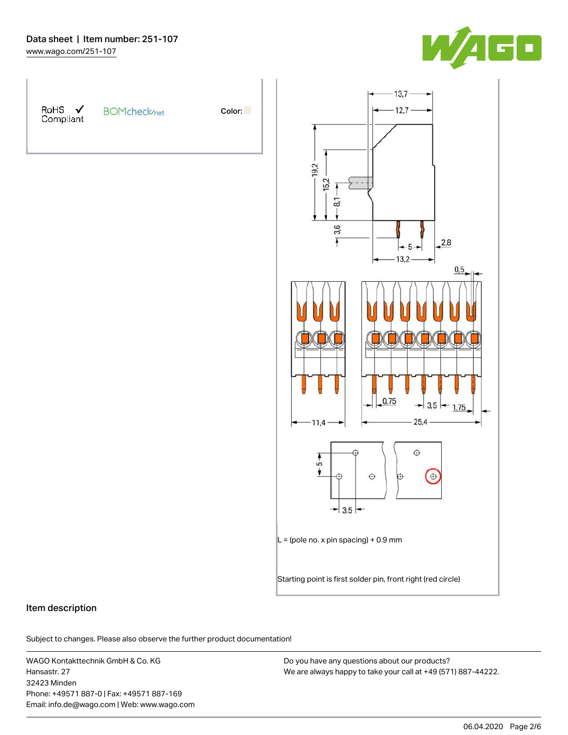RoHS ✓ Compliant

BOMcheck.net

Color:

13,7

12,7

19,2

15,2

8,1

3,6

5

2,8

13,2

0,5

0,75

3,5

1,75

11,4

25,4

5

3,5

L = (pole no. x pin spacing) + 0.9 mm

Starting point is first solder pin, front right (red circle)

## Item description

Subject to changes. Please also observe the further product documentation!

WAGO Kontakttechnik GmbH & Co. KG
Hansastr. 27
32423 Minden
Phone: +49571 887-0 | Fax: +49571 887-169
Email: info.de@wago.com | Web: www.wago.com

Do you have any questions about our products?
We are always happy to take your call at +49 (571) 887-44222.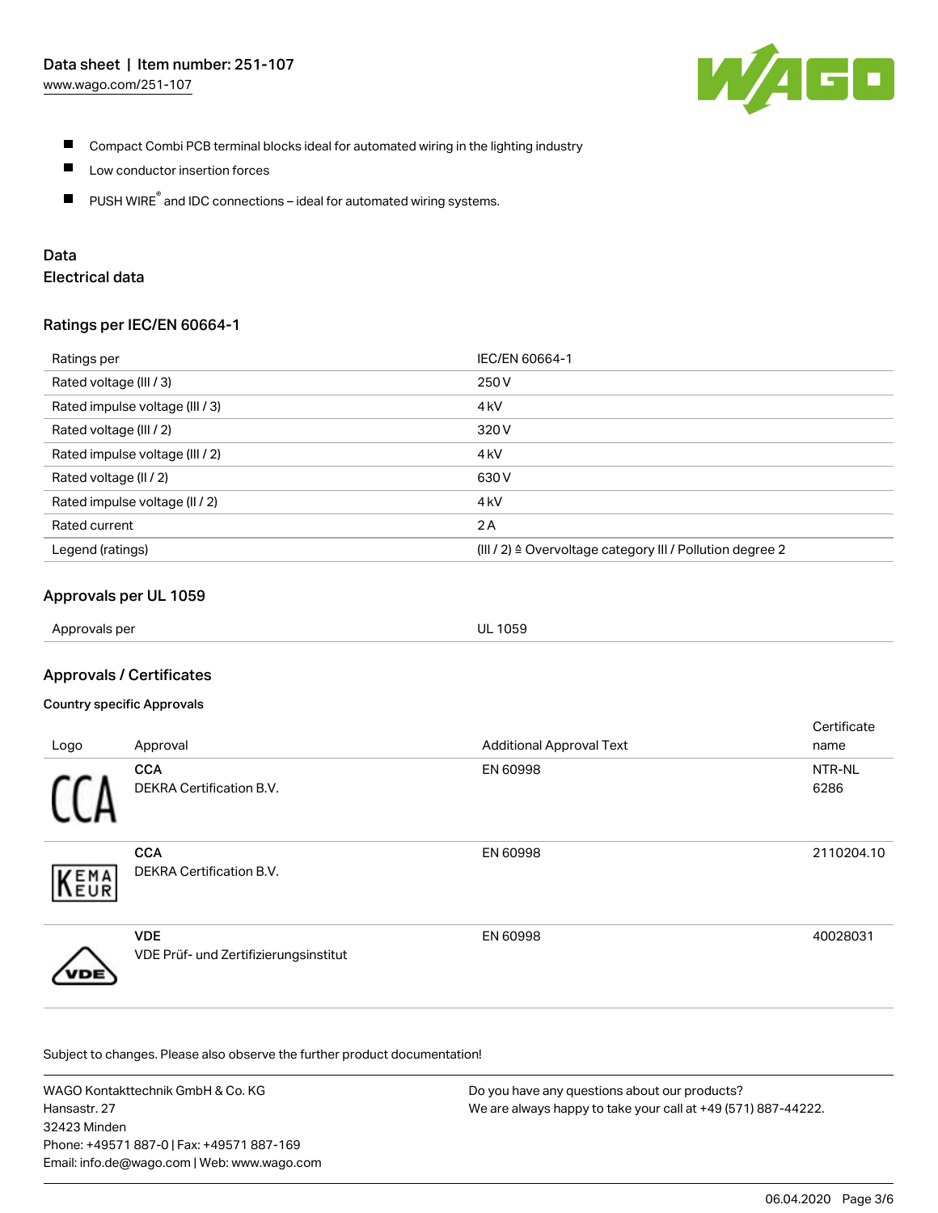- Compact Combi PCB terminal blocks ideal for automated wiring in the lighting industry
- Low conductor insertion forces
- PUSH WIRE® and IDC connections – ideal for automated wiring systems.

## Data

### Electrical data

#### Ratings per IEC/EN 60664-1

| Ratings per | IEC/EN 60664-1 |
|---|---|
| Rated voltage (III / 3) | 250 V |
| Rated impulse voltage (III / 3) | 4 kV |
| Rated voltage (III / 2) | 320 V |
| Rated impulse voltage (III / 2) | 4 kV |
| Rated voltage (II / 2) | 630 V |
| Rated impulse voltage (II / 2) | 4 kV |
| Rated current | 2 A |
| Legend (ratings) | (III / 2) ≙ Overvoltage category III / Pollution degree 2 |

#### Approvals per UL 1059

| Approvals per | UL 1059 |
|---|---|

#### Approvals / Certificates

**Country specific Approvals**

| Logo | Approval | Additional Approval Text | Certificate name |
|---|---|---|---|
| | **CCA** DEKRA Certification B.V. | EN 60998 | NTR-NL 6286 |
| | **CCA** DEKRA Certification B.V. | EN 60998 | 2110204.10 |
| | **VDE** VDE Prüf- und Zertifizierungsinstitut | EN 60998 | 40028031 |

Subject to changes. Please also observe the further product documentation!

WAGO Kontakttechnik GmbH & Co. KG
Hansastr. 27
32423 Minden
Phone: +49571 887-0 | Fax: +49571 887-169
Email: info.de@wago.com | Web: www.wago.com

Do you have any questions about our products?
We are always happy to take your call at +49 (571) 887-44222.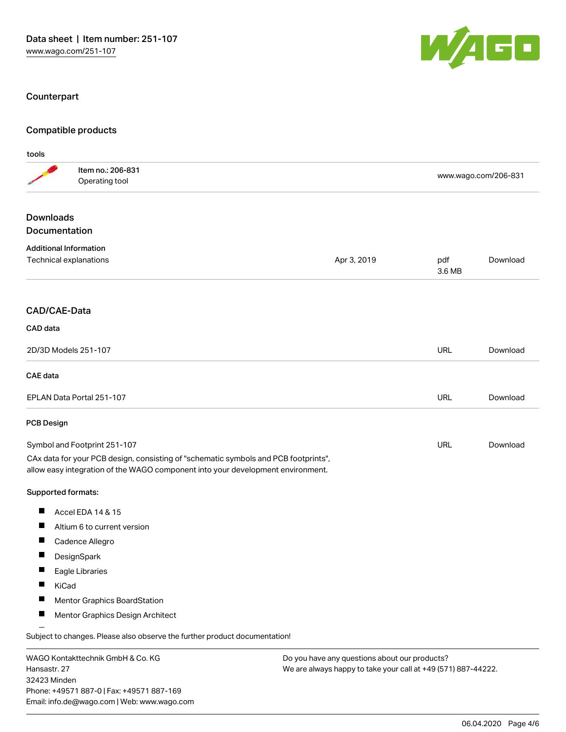## Counterpart

## Compatible products

### tools

| | | |
|---|---|---|
| | Item no.: 206-831<br>Operating tool | www.wago.com/206-831 |

## Downloads
## Documentation

### Additional Information

| | | | |
|---|---|---|---|
| Technical explanations | Apr 3, 2019 | pdf<br>3.6 MB | Download |

## CAD/CAE-Data

### CAD data

| | | |
|---|---|---|
| 2D/3D Models 251-107 | URL | Download |

### CAE data

| | | |
|---|---|---|
| EPLAN Data Portal 251-107 | URL | Download |

### PCB Design

| | | |
|---|---|---|
| Symbol and Footprint 251-107 | URL | Download |

CAx data for your PCB design, consisting of "schematic symbols and PCB footprints", allow easy integration of the WAGO component into your development environment.

**Supported formats:**

- Accel EDA 14 & 15
- Altium 6 to current version
- Cadence Allegro
- DesignSpark
- Eagle Libraries
- KiCad
- Mentor Graphics BoardStation
- Mentor Graphics Design Architect

Subject to changes. Please also observe the further product documentation!

WAGO Kontakttechnik GmbH & Co. KG
Hansastr. 27
32423 Minden
Phone: +49571 887-0 | Fax: +49571 887-169
Email: info.de@wago.com | Web: www.wago.com

Do you have any questions about our products?
We are always happy to take your call at +49 (571) 887-44222.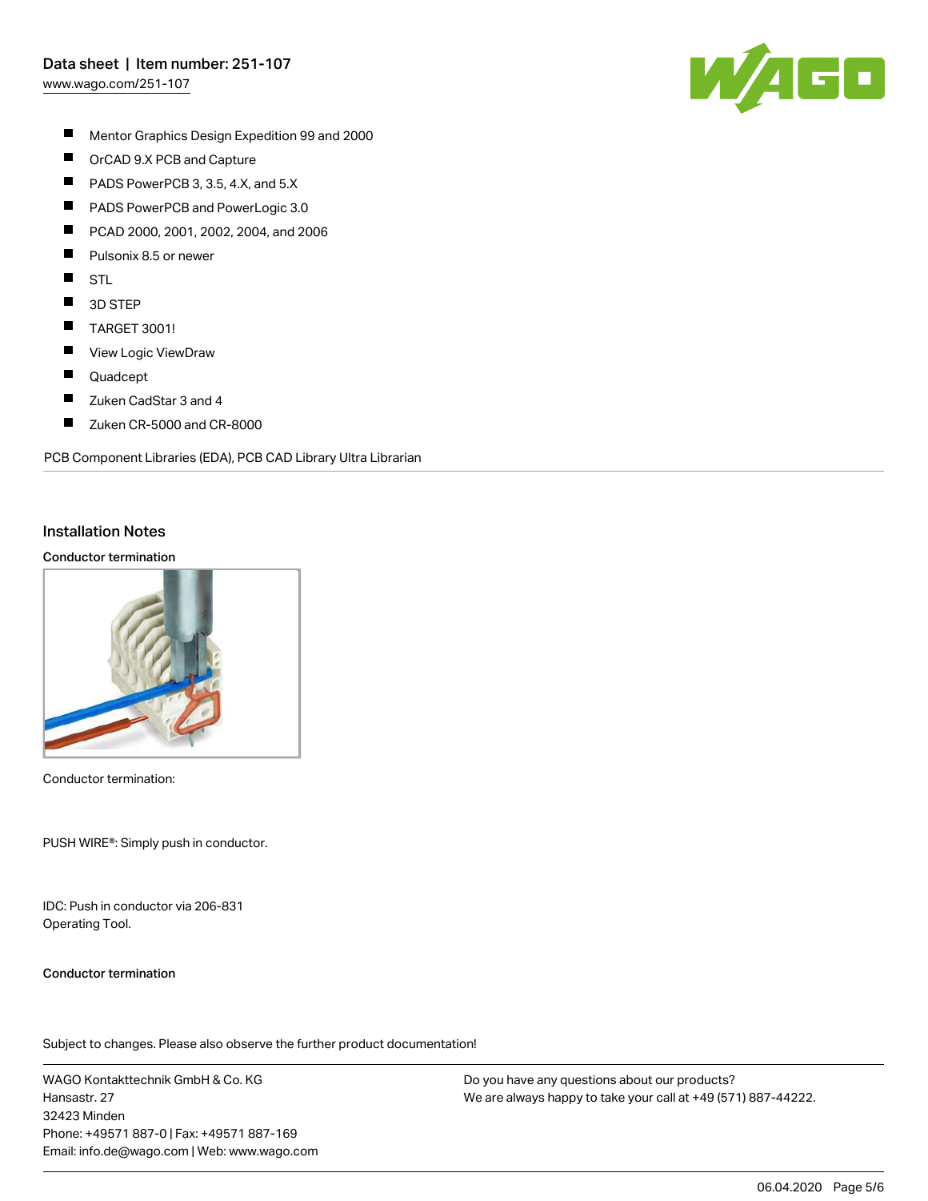- Mentor Graphics Design Expedition 99 and 2000
- OrCAD 9.X PCB and Capture
- PADS PowerPCB 3, 3.5, 4.X, and 5.X
- PADS PowerPCB and PowerLogic 3.0
- PCAD 2000, 2001, 2002, 2004, and 2006
- Pulsonix 8.5 or newer
- STL
- 3D STEP
- TARGET 3001!
- View Logic ViewDraw
- Quadcept
- Zuken CadStar 3 and 4
- Zuken CR-5000 and CR-8000

PCB Component Libraries (EDA), PCB CAD Library Ultra Librarian

## Installation Notes

**Conductor termination**

Conductor termination:

PUSH WIRE®: Simply push in conductor.

IDC: Push in conductor via 206-831 Operating Tool.

**Conductor termination**

Subject to changes. Please also observe the further product documentation!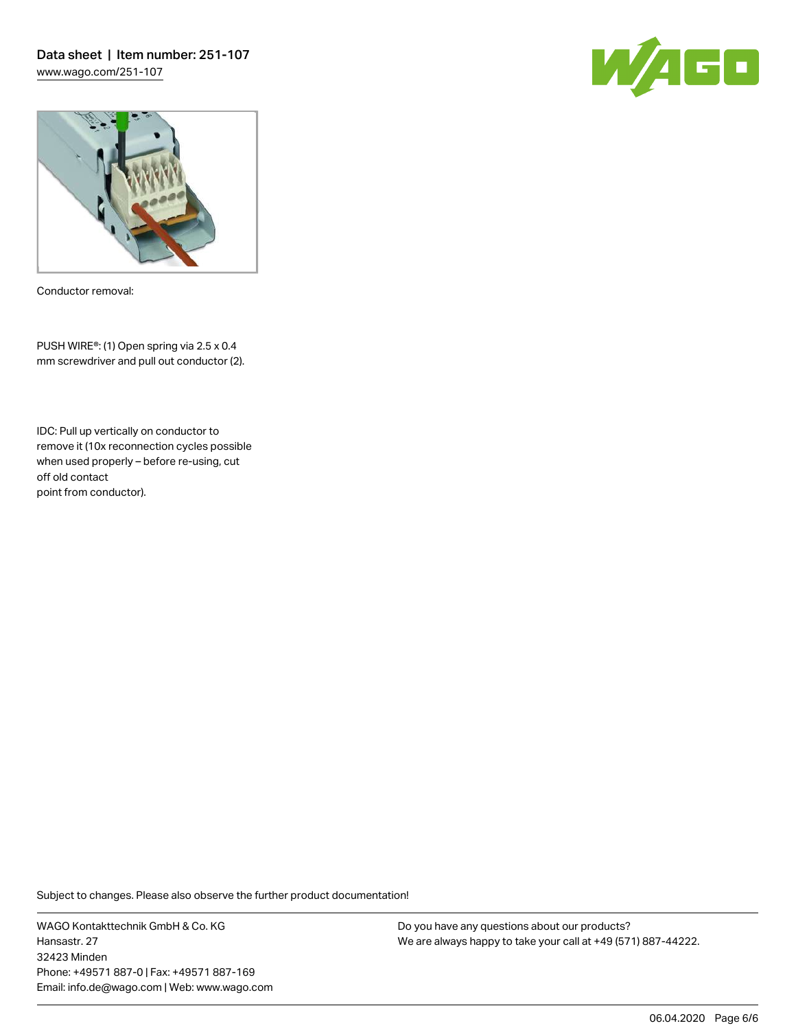Conductor removal:

PUSH WIRE®: (1) Open spring via 2.5 x 0.4 mm screwdriver and pull out conductor (2).

IDC: Pull up vertically on conductor to remove it (10x reconnection cycles possible when used properly – before re-using, cut off old contact point from conductor).

Subject to changes. Please also observe the further product documentation!

WAGO Kontakttechnik GmbH & Co. KG
Hansastr. 27
32423 Minden
Phone: +49571 887-0 | Fax: +49571 887-169
Email: info.de@wago.com | Web: www.wago.com

Do you have any questions about our products?
We are always happy to take your call at +49 (571) 887-44222.